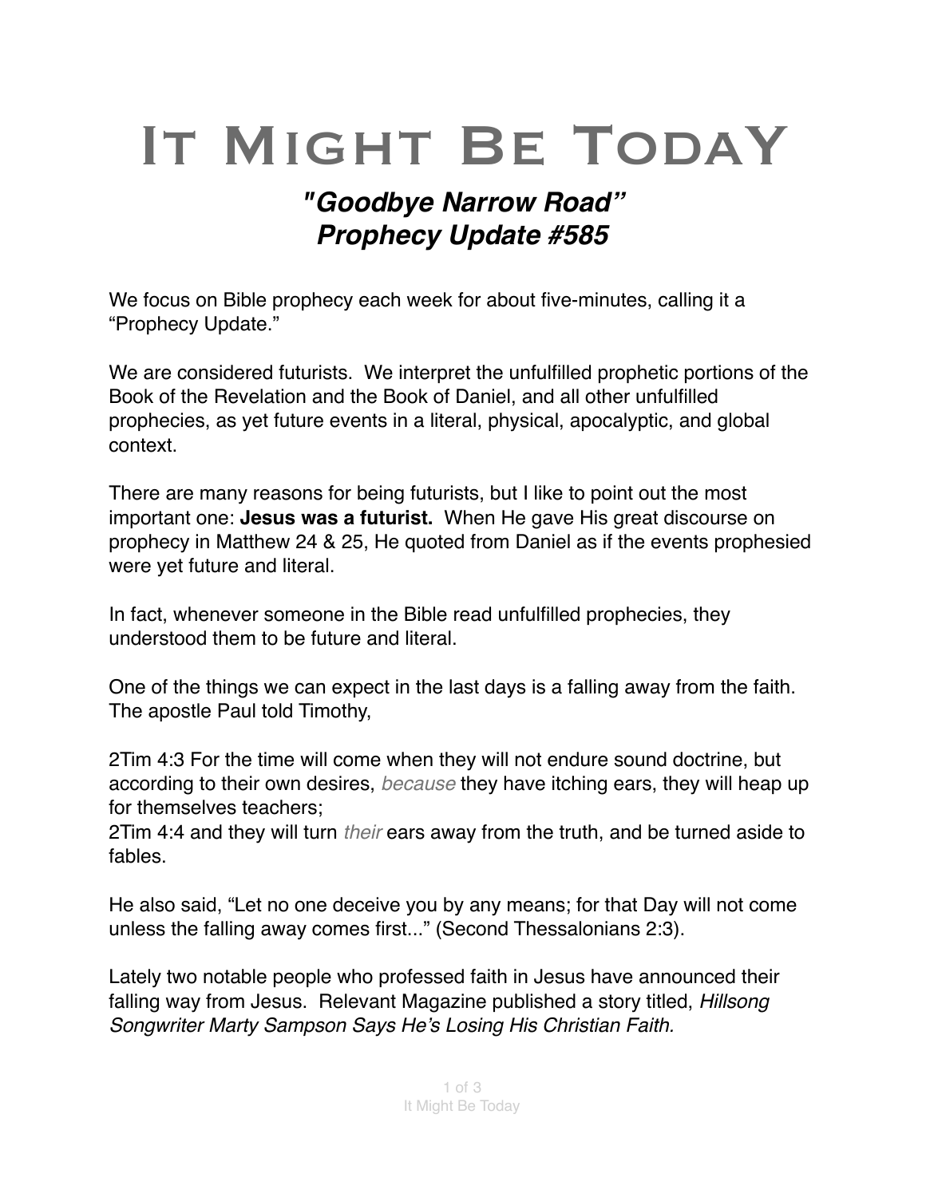# It Might Be Today

## *"Goodbye Narrow Road" Prophecy Update #585*

We focus on Bible prophecy each week for about five-minutes, calling it a "Prophecy Update."

We are considered futurists. We interpret the unfulfilled prophetic portions of the Book of the Revelation and the Book of Daniel, and all other unfulfilled prophecies, as yet future events in a literal, physical, apocalyptic, and global context.

There are many reasons for being futurists, but I like to point out the most important one: **Jesus was a futurist.** When He gave His great discourse on prophecy in Matthew 24 & 25, He quoted from Daniel as if the events prophesied were yet future and literal.

In fact, whenever someone in the Bible read unfulfilled prophecies, they understood them to be future and literal.

One of the things we can expect in the last days is a falling away from the faith. The apostle Paul told Timothy,

2Tim 4:3 For the time will come when they will not endure sound doctrine, but according to their own desires, *because* they have itching ears, they will heap up for themselves teachers;
2Tim 4:4 and they will turn *their* ears away from the truth, and be turned aside to fables.

He also said, "Let no one deceive you by any means; for that Day will not come unless the falling away comes first..." (Second Thessalonians 2:3).

Lately two notable people who professed faith in Jesus have announced their falling way from Jesus. Relevant Magazine published a story titled, *Hillsong Songwriter Marty Sampson Says He's Losing His Christian Faith.*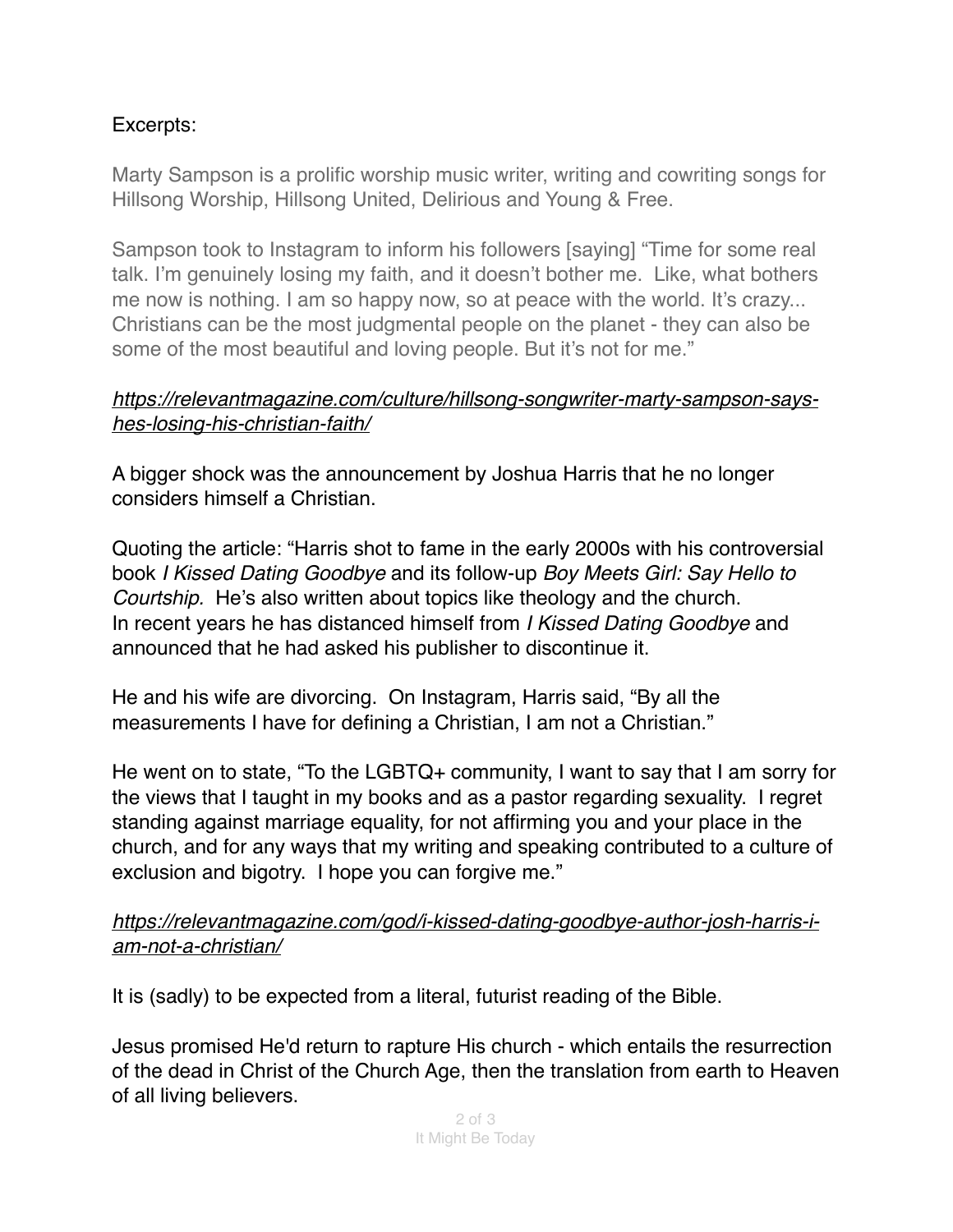Excerpts:

Marty Sampson is a prolific worship music writer, writing and cowriting songs for Hillsong Worship, Hillsong United, Delirious and Young & Free.

Sampson took to Instagram to inform his followers [saying] "Time for some real talk. I'm genuinely losing my faith, and it doesn't bother me. Like, what bothers me now is nothing. I am so happy now, so at peace with the world. It's crazy... Christians can be the most judgmental people on the planet - they can also be some of the most beautiful and loving people. But it's not for me."

*https://relevantmagazine.com/culture/hillsong-songwriter-marty-sampson-says-hes-losing-his-christian-faith/*

A bigger shock was the announcement by Joshua Harris that he no longer considers himself a Christian.

Quoting the article: "Harris shot to fame in the early 2000s with his controversial book *I Kissed Dating Goodbye* and its follow-up *Boy Meets Girl: Say Hello to Courtship.* He's also written about topics like theology and the church. In recent years he has distanced himself from *I Kissed Dating Goodbye* and announced that he had asked his publisher to discontinue it.

He and his wife are divorcing. On Instagram, Harris said, "By all the measurements I have for defining a Christian, I am not a Christian."

He went on to state, "To the LGBTQ+ community, I want to say that I am sorry for the views that I taught in my books and as a pastor regarding sexuality. I regret standing against marriage equality, for not affirming you and your place in the church, and for any ways that my writing and speaking contributed to a culture of exclusion and bigotry. I hope you can forgive me."

*https://relevantmagazine.com/god/i-kissed-dating-goodbye-author-josh-harris-i-am-not-a-christian/*

It is (sadly) to be expected from a literal, futurist reading of the Bible.

Jesus promised He'd return to rapture His church - which entails the resurrection of the dead in Christ of the Church Age, then the translation from earth to Heaven of all living believers.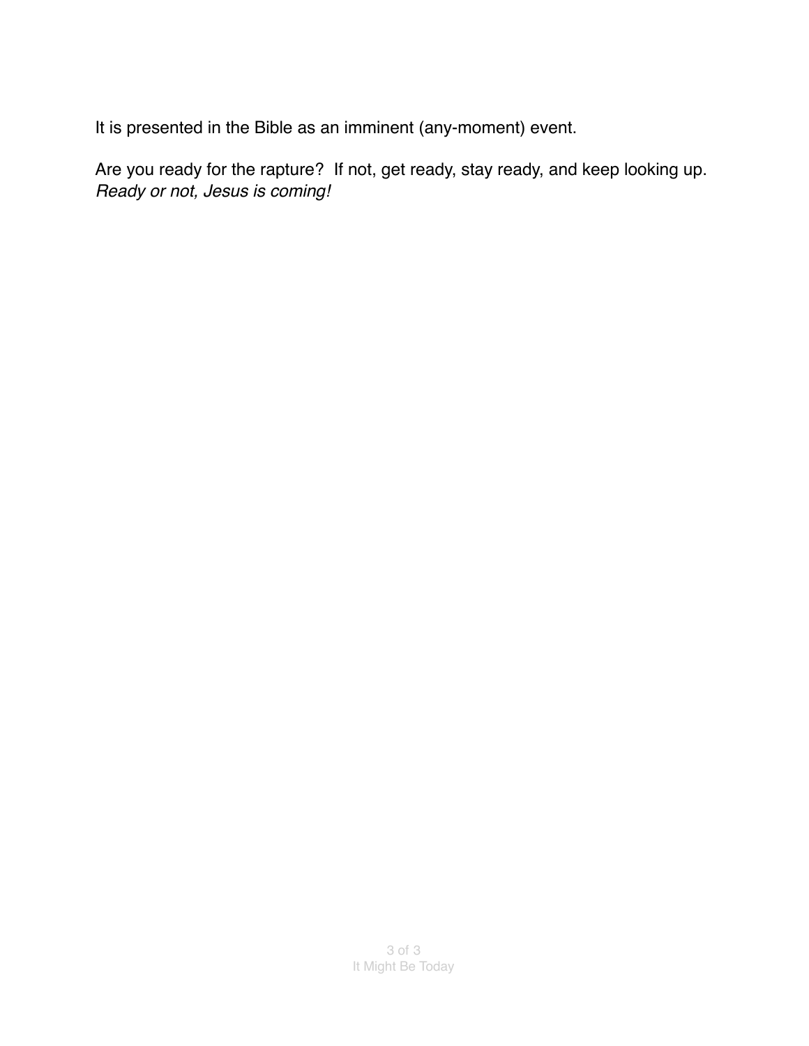It is presented in the Bible as an imminent (any-moment) event.

Are you ready for the rapture?  If not, get ready, stay ready, and keep looking up.
*Ready or not, Jesus is coming!*